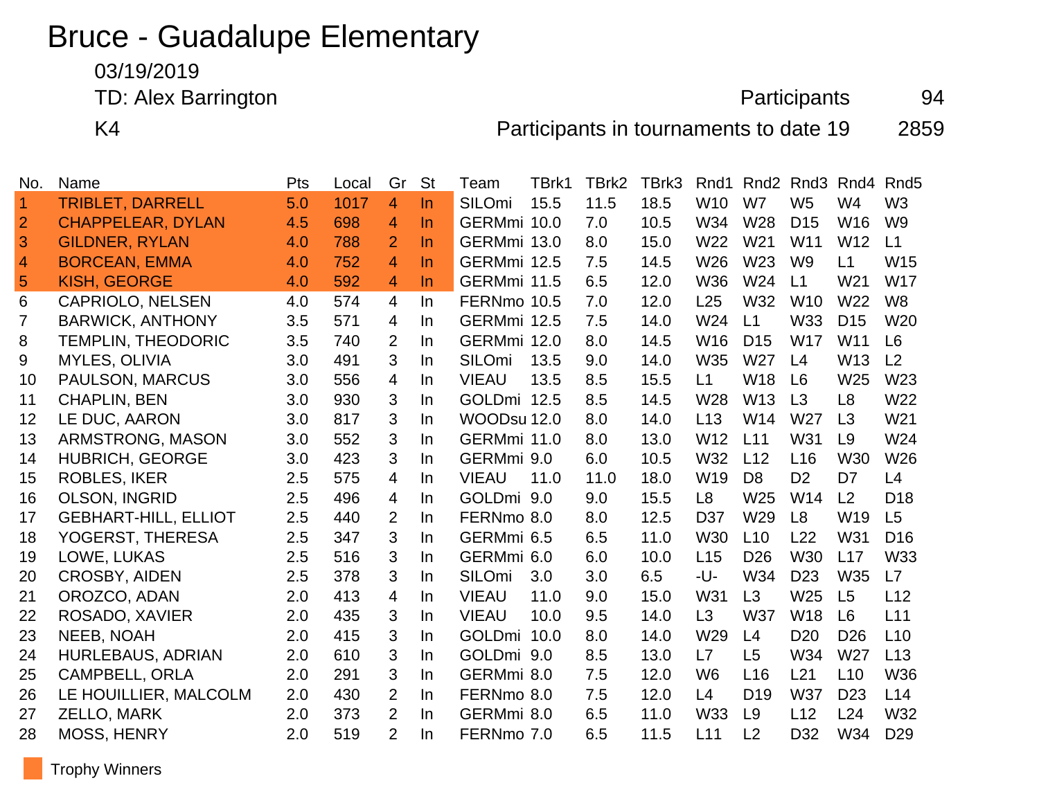# Bruce - Guadalupe Elementary

03/19/2019

TD: Alex Barrington

K4

Participants 94

Participants in tournaments to date 19 2859

| No. | Name | Pts | Local | Gr | St | Team | TBrk1 | TBrk2 | TBrk3 | Rnd1 | Rnd2 | Rnd3 | Rnd4 | Rnd5 |
|---|---|---|---|---|---|---|---|---|---|---|---|---|---|---|
| 1 | TRIBLET, DARRELL | 5.0 | 1017 | 4 | In | SILOmi | 15.5 | 11.5 | 18.5 | W10 | W7 | W5 | W4 | W3 |
| 2 | CHAPPELEAR, DYLAN | 4.5 | 698 | 4 | In | GERMmi | 10.0 | 7.0 | 10.5 | W34 | W28 | D15 | W16 | W9 |
| 3 | GILDNER, RYLAN | 4.0 | 788 | 2 | In | GERMmi | 13.0 | 8.0 | 15.0 | W22 | W21 | W11 | W12 | L1 |
| 4 | BORCEAN, EMMA | 4.0 | 752 | 4 | In | GERMmi | 12.5 | 7.5 | 14.5 | W26 | W23 | W9 | L1 | W15 |
| 5 | KISH, GEORGE | 4.0 | 592 | 4 | In | GERMmi | 11.5 | 6.5 | 12.0 | W36 | W24 | L1 | W21 | W17 |
| 6 | CAPRIOLO, NELSEN | 4.0 | 574 | 4 | In | FERNmo | 10.5 | 7.0 | 12.0 | L25 | W32 | W10 | W22 | W8 |
| 7 | BARWICK, ANTHONY | 3.5 | 571 | 4 | In | GERMmi | 12.5 | 7.5 | 14.0 | W24 | L1 | W33 | D15 | W20 |
| 8 | TEMPLIN, THEODORIC | 3.5 | 740 | 2 | In | GERMmi | 12.0 | 8.0 | 14.5 | W16 | D15 | W17 | W11 | L6 |
| 9 | MYLES, OLIVIA | 3.0 | 491 | 3 | In | SILOmi | 13.5 | 9.0 | 14.0 | W35 | W27 | L4 | W13 | L2 |
| 10 | PAULSON, MARCUS | 3.0 | 556 | 4 | In | VIEAU | 13.5 | 8.5 | 15.5 | L1 | W18 | L6 | W25 | W23 |
| 11 | CHAPLIN, BEN | 3.0 | 930 | 3 | In | GOLDmi | 12.5 | 8.5 | 14.5 | W28 | W13 | L3 | L8 | W22 |
| 12 | LE DUC, AARON | 3.0 | 817 | 3 | In | WOODsu | 12.0 | 8.0 | 14.0 | L13 | W14 | W27 | L3 | W21 |
| 13 | ARMSTRONG, MASON | 3.0 | 552 | 3 | In | GERMmi | 11.0 | 8.0 | 13.0 | W12 | L11 | W31 | L9 | W24 |
| 14 | HUBRICH, GEORGE | 3.0 | 423 | 3 | In | GERMmi | 9.0 | 6.0 | 10.5 | W32 | L12 | L16 | W30 | W26 |
| 15 | ROBLES, IKER | 2.5 | 575 | 4 | In | VIEAU | 11.0 | 11.0 | 18.0 | W19 | D8 | D2 | D7 | L4 |
| 16 | OLSON, INGRID | 2.5 | 496 | 4 | In | GOLDmi | 9.0 | 9.0 | 15.5 | L8 | W25 | W14 | L2 | D18 |
| 17 | GEBHART-HILL, ELLIOT | 2.5 | 440 | 2 | In | FERNmo | 8.0 | 8.0 | 12.5 | D37 | W29 | L8 | W19 | L5 |
| 18 | YOGERST, THERESA | 2.5 | 347 | 3 | In | GERMmi | 6.5 | 6.5 | 11.0 | W30 | L10 | L22 | W31 | D16 |
| 19 | LOWE, LUKAS | 2.5 | 516 | 3 | In | GERMmi | 6.0 | 6.0 | 10.0 | L15 | D26 | W30 | L17 | W33 |
| 20 | CROSBY, AIDEN | 2.5 | 378 | 3 | In | SILOmi | 3.0 | 3.0 | 6.5 | -U- | W34 | D23 | W35 | L7 |
| 21 | OROZCO, ADAN | 2.0 | 413 | 4 | In | VIEAU | 11.0 | 9.0 | 15.0 | W31 | L3 | W25 | L5 | L12 |
| 22 | ROSADO, XAVIER | 2.0 | 435 | 3 | In | VIEAU | 10.0 | 9.5 | 14.0 | L3 | W37 | W18 | L6 | L11 |
| 23 | NEEB, NOAH | 2.0 | 415 | 3 | In | GOLDmi | 10.0 | 8.0 | 14.0 | W29 | L4 | D20 | D26 | L10 |
| 24 | HURLEBAUS, ADRIAN | 2.0 | 610 | 3 | In | GOLDmi | 9.0 | 8.5 | 13.0 | L7 | L5 | W34 | W27 | L13 |
| 25 | CAMPBELL, ORLA | 2.0 | 291 | 3 | In | GERMmi | 8.0 | 7.5 | 12.0 | W6 | L16 | L21 | L10 | W36 |
| 26 | LE HOUILLIER, MALCOLM | 2.0 | 430 | 2 | In | FERNmo | 8.0 | 7.5 | 12.0 | L4 | D19 | W37 | D23 | L14 |
| 27 | ZELLO, MARK | 2.0 | 373 | 2 | In | GERMmi | 8.0 | 6.5 | 11.0 | W33 | L9 | L12 | L24 | W32 |
| 28 | MOSS, HENRY | 2.0 | 519 | 2 | In | FERNmo | 7.0 | 6.5 | 11.5 | L11 | L2 | D32 | W34 | D29 |

Trophy Winners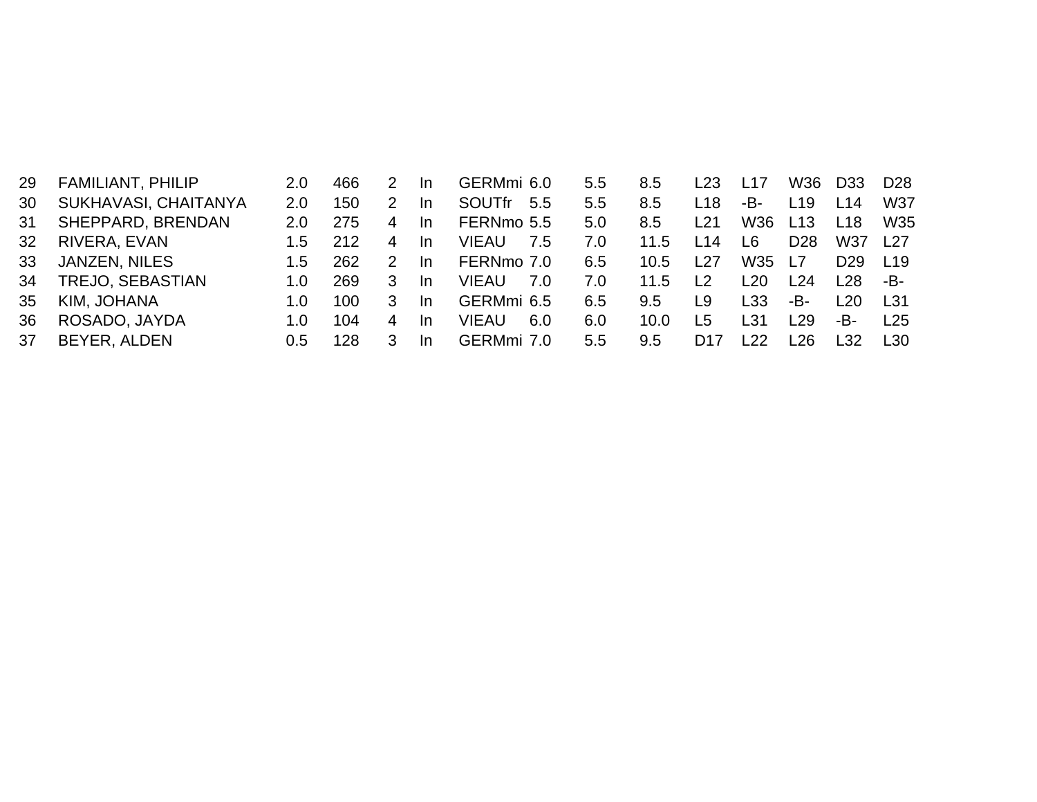| | | | | | | | | | | | | | | |
|---|---|---|---|---|---|---|---|---|---|---|---|---|---|---|
| 29 | FAMILIANT, PHILIP | 2.0 | 466 | 2 | In | GERMmi | 6.0 | 5.5 | 8.5 | L23 | L17 | W36 | D33 | D28 |
| 30 | SUKHAVASI, CHAITANYA | 2.0 | 150 | 2 | In | SOUTfr | 5.5 | 5.5 | 8.5 | L18 | -B- | L19 | L14 | W37 |
| 31 | SHEPPARD, BRENDAN | 2.0 | 275 | 4 | In | FERNmo | 5.5 | 5.0 | 8.5 | L21 | W36 | L13 | L18 | W35 |
| 32 | RIVERA, EVAN | 1.5 | 212 | 4 | In | VIEAU | 7.5 | 7.0 | 11.5 | L14 | L6 | D28 | W37 | L27 |
| 33 | JANZEN, NILES | 1.5 | 262 | 2 | In | FERNmo | 7.0 | 6.5 | 10.5 | L27 | W35 | L7 | D29 | L19 |
| 34 | TREJO, SEBASTIAN | 1.0 | 269 | 3 | In | VIEAU | 7.0 | 7.0 | 11.5 | L2 | L20 | L24 | L28 | -B- |
| 35 | KIM, JOHANA | 1.0 | 100 | 3 | In | GERMmi | 6.5 | 6.5 | 9.5 | L9 | L33 | -B- | L20 | L31 |
| 36 | ROSADO, JAYDA | 1.0 | 104 | 4 | In | VIEAU | 6.0 | 6.0 | 10.0 | L5 | L31 | L29 | -B- | L25 |
| 37 | BEYER, ALDEN | 0.5 | 128 | 3 | In | GERMmi | 7.0 | 5.5 | 9.5 | D17 | L22 | L26 | L32 | L30 |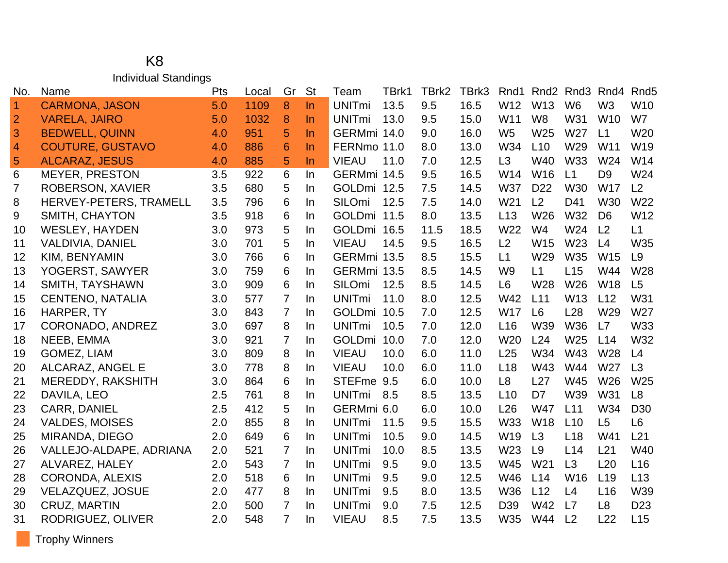# K8

## Individual Standings

| No. | Name | Pts | Local | Gr | St | Team | TBrk1 | TBrk2 | TBrk3 | Rnd1 | Rnd2 | Rnd3 | Rnd4 | Rnd5 |
|---|---|---|---|---|---|---|---|---|---|---|---|---|---|---|
| 1 | CARMONA, JASON | 5.0 | 1109 | 8 | In | UNITmi | 13.5 | 9.5 | 16.5 | W12 | W13 | W6 | W3 | W10 |
| 2 | VARELA, JAIRO | 5.0 | 1032 | 8 | In | UNITmi | 13.0 | 9.5 | 15.0 | W11 | W8 | W31 | W10 | W7 |
| 3 | BEDWELL, QUINN | 4.0 | 951 | 5 | In | GERMmi | 14.0 | 9.0 | 16.0 | W5 | W25 | W27 | L1 | W20 |
| 4 | COUTURE, GUSTAVO | 4.0 | 886 | 6 | In | FERNmo | 11.0 | 8.0 | 13.0 | W34 | L10 | W29 | W11 | W19 |
| 5 | ALCARAZ, JESUS | 4.0 | 885 | 5 | In | VIEAU | 11.0 | 7.0 | 12.5 | L3 | W40 | W33 | W24 | W14 |
| 6 | MEYER, PRESTON | 3.5 | 922 | 6 | In | GERMmi | 14.5 | 9.5 | 16.5 | W14 | W16 | L1 | D9 | W24 |
| 7 | ROBERSON, XAVIER | 3.5 | 680 | 5 | In | GOLDmi | 12.5 | 7.5 | 14.5 | W37 | D22 | W30 | W17 | L2 |
| 8 | HERVEY-PETERS, TRAMELL | 3.5 | 796 | 6 | In | SILOmi | 12.5 | 7.5 | 14.0 | W21 | L2 | D41 | W30 | W22 |
| 9 | SMITH, CHAYTON | 3.5 | 918 | 6 | In | GOLDmi | 11.5 | 8.0 | 13.5 | L13 | W26 | W32 | D6 | W12 |
| 10 | WESLEY, HAYDEN | 3.0 | 973 | 5 | In | GOLDmi | 16.5 | 11.5 | 18.5 | W22 | W4 | W24 | L2 | L1 |
| 11 | VALDIVIA, DANIEL | 3.0 | 701 | 5 | In | VIEAU | 14.5 | 9.5 | 16.5 | L2 | W15 | W23 | L4 | W35 |
| 12 | KIM, BENYAMIN | 3.0 | 766 | 6 | In | GERMmi | 13.5 | 8.5 | 15.5 | L1 | W29 | W35 | W15 | L9 |
| 13 | YOGERST, SAWYER | 3.0 | 759 | 6 | In | GERMmi | 13.5 | 8.5 | 14.5 | W9 | L1 | L15 | W44 | W28 |
| 14 | SMITH, TAYSHAWN | 3.0 | 909 | 6 | In | SILOmi | 12.5 | 8.5 | 14.5 | L6 | W28 | W26 | W18 | L5 |
| 15 | CENTENO, NATALIA | 3.0 | 577 | 7 | In | UNITmi | 11.0 | 8.0 | 12.5 | W42 | L11 | W13 | L12 | W31 |
| 16 | HARPER, TY | 3.0 | 843 | 7 | In | GOLDmi | 10.5 | 7.0 | 12.5 | W17 | L6 | L28 | W29 | W27 |
| 17 | CORONADO, ANDREZ | 3.0 | 697 | 8 | In | UNITmi | 10.5 | 7.0 | 12.0 | L16 | W39 | W36 | L7 | W33 |
| 18 | NEEB, EMMA | 3.0 | 921 | 7 | In | GOLDmi | 10.0 | 7.0 | 12.0 | W20 | L24 | W25 | L14 | W32 |
| 19 | GOMEZ, LIAM | 3.0 | 809 | 8 | In | VIEAU | 10.0 | 6.0 | 11.0 | L25 | W34 | W43 | W28 | L4 |
| 20 | ALCARAZ, ANGEL E | 3.0 | 778 | 8 | In | VIEAU | 10.0 | 6.0 | 11.0 | L18 | W43 | W44 | W27 | L3 |
| 21 | MEREDDY, RAKSHITH | 3.0 | 864 | 6 | In | STEFme | 9.5 | 6.0 | 10.0 | L8 | L27 | W45 | W26 | W25 |
| 22 | DAVILA, LEO | 2.5 | 761 | 8 | In | UNITmi | 8.5 | 8.5 | 13.5 | L10 | D7 | W39 | W31 | L8 |
| 23 | CARR, DANIEL | 2.5 | 412 | 5 | In | GERMmi | 6.0 | 6.0 | 10.0 | L26 | W47 | L11 | W34 | D30 |
| 24 | VALDES, MOISES | 2.0 | 855 | 8 | In | UNITmi | 11.5 | 9.5 | 15.5 | W33 | W18 | L10 | L5 | L6 |
| 25 | MIRANDA, DIEGO | 2.0 | 649 | 6 | In | UNITmi | 10.5 | 9.0 | 14.5 | W19 | L3 | L18 | W41 | L21 |
| 26 | VALLEJO-ALDAPE, ADRIANA | 2.0 | 521 | 7 | In | UNITmi | 10.0 | 8.5 | 13.5 | W23 | L9 | L14 | L21 | W40 |
| 27 | ALVAREZ, HALEY | 2.0 | 543 | 7 | In | UNITmi | 9.5 | 9.0 | 13.5 | W45 | W21 | L3 | L20 | L16 |
| 28 | CORONDA, ALEXIS | 2.0 | 518 | 6 | In | UNITmi | 9.5 | 9.0 | 12.5 | W46 | L14 | W16 | L19 | L13 |
| 29 | VELAZQUEZ, JOSUE | 2.0 | 477 | 8 | In | UNITmi | 9.5 | 8.0 | 13.5 | W36 | L12 | L4 | L16 | W39 |
| 30 | CRUZ, MARTIN | 2.0 | 500 | 7 | In | UNITmi | 9.0 | 7.5 | 12.5 | D39 | W42 | L7 | L8 | D23 |
| 31 | RODRIGUEZ, OLIVER | 2.0 | 548 | 7 | In | VIEAU | 8.5 | 7.5 | 13.5 | W35 | W44 | L2 | L22 | L15 |

Trophy Winners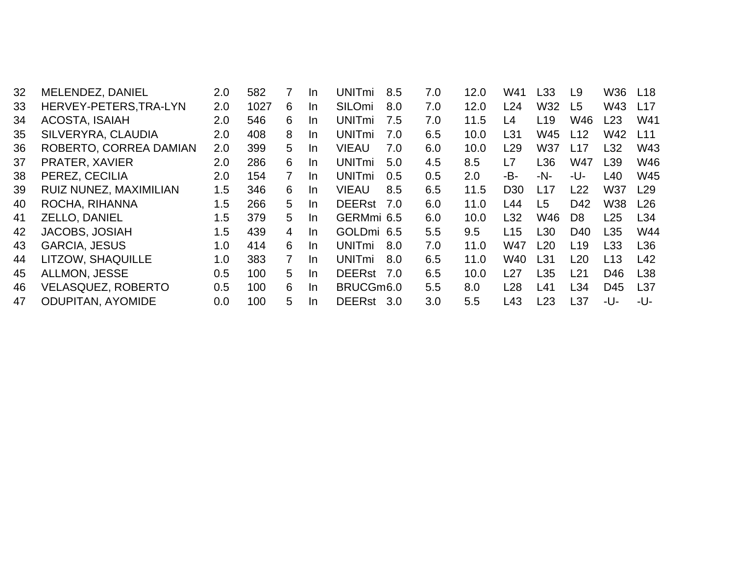| | | | | | | | | | | | | | | |
|---|---|---|---|---|---|---|---|---|---|---|---|---|---|---|
| 32 | MELENDEZ, DANIEL | 2.0 | 582 | 7 | In | UNITmi | 8.5 | 7.0 | 12.0 | W41 | L33 | L9 | W36 | L18 |
| 33 | HERVEY-PETERS,TRA-LYN | 2.0 | 1027 | 6 | In | SILOmi | 8.0 | 7.0 | 12.0 | L24 | W32 | L5 | W43 | L17 |
| 34 | ACOSTA, ISAIAH | 2.0 | 546 | 6 | In | UNITmi | 7.5 | 7.0 | 11.5 | L4 | L19 | W46 | L23 | W41 |
| 35 | SILVERYRA, CLAUDIA | 2.0 | 408 | 8 | In | UNITmi | 7.0 | 6.5 | 10.0 | L31 | W45 | L12 | W42 | L11 |
| 36 | ROBERTO, CORREA DAMIAN | 2.0 | 399 | 5 | In | VIEAU | 7.0 | 6.0 | 10.0 | L29 | W37 | L17 | L32 | W43 |
| 37 | PRATER, XAVIER | 2.0 | 286 | 6 | In | UNITmi | 5.0 | 4.5 | 8.5 | L7 | L36 | W47 | L39 | W46 |
| 38 | PEREZ, CECILIA | 2.0 | 154 | 7 | In | UNITmi | 0.5 | 0.5 | 2.0 | -B- | -N- | -U- | L40 | W45 |
| 39 | RUIZ NUNEZ, MAXIMILIAN | 1.5 | 346 | 6 | In | VIEAU | 8.5 | 6.5 | 11.5 | D30 | L17 | L22 | W37 | L29 |
| 40 | ROCHA, RIHANNA | 1.5 | 266 | 5 | In | DEERst | 7.0 | 6.0 | 11.0 | L44 | L5 | D42 | W38 | L26 |
| 41 | ZELLO, DANIEL | 1.5 | 379 | 5 | In | GERMmi | 6.5 | 6.0 | 10.0 | L32 | W46 | D8 | L25 | L34 |
| 42 | JACOBS, JOSIAH | 1.5 | 439 | 4 | In | GOLDmi | 6.5 | 5.5 | 9.5 | L15 | L30 | D40 | L35 | W44 |
| 43 | GARCIA, JESUS | 1.0 | 414 | 6 | In | UNITmi | 8.0 | 7.0 | 11.0 | W47 | L20 | L19 | L33 | L36 |
| 44 | LITZOW, SHAQUILLE | 1.0 | 383 | 7 | In | UNITmi | 8.0 | 6.5 | 11.0 | W40 | L31 | L20 | L13 | L42 |
| 45 | ALLMON, JESSE | 0.5 | 100 | 5 | In | DEERst | 7.0 | 6.5 | 10.0 | L27 | L35 | L21 | D46 | L38 |
| 46 | VELASQUEZ, ROBERTO | 0.5 | 100 | 6 | In | BRUCGm | 6.0 | 5.5 | 8.0 | L28 | L41 | L34 | D45 | L37 |
| 47 | ODUPITAN, AYOMIDE | 0.0 | 100 | 5 | In | DEERst | 3.0 | 3.0 | 5.5 | L43 | L23 | L37 | -U- | -U- |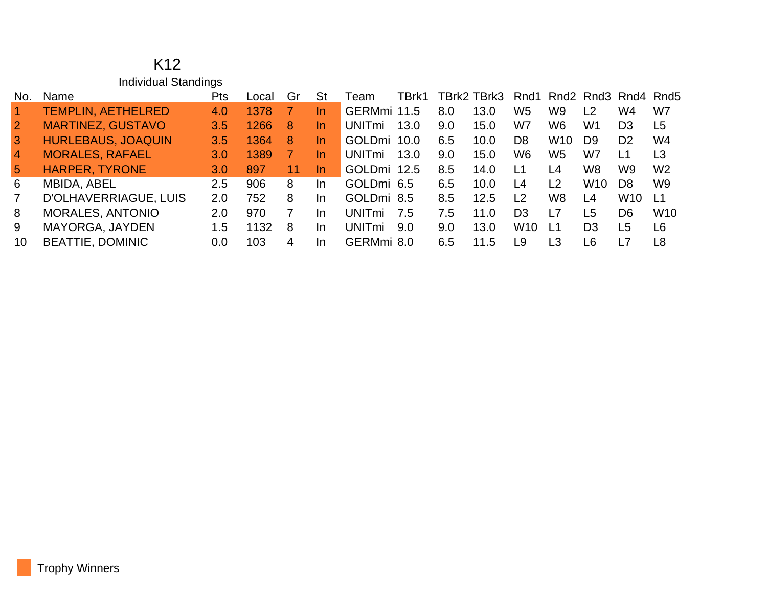# K12

## Individual Standings

| No. | Name | Pts | Local | Gr | St | Team | TBrk1 | TBrk2 | TBrk3 | Rnd1 | Rnd2 | Rnd3 | Rnd4 | Rnd5 |
|---|---|---|---|---|---|---|---|---|---|---|---|---|---|---|
| 1 | TEMPLIN, AETHELRED | 4.0 | 1378 | 7 | In | GERMmi | 11.5 | 8.0 | 13.0 | W5 | W9 | L2 | W4 | W7 |
| 2 | MARTINEZ, GUSTAVO | 3.5 | 1266 | 8 | In | UNITmi | 13.0 | 9.0 | 15.0 | W7 | W6 | W1 | D3 | L5 |
| 3 | HURLEBAUS, JOAQUIN | 3.5 | 1364 | 8 | In | GOLDmi | 10.0 | 6.5 | 10.0 | D8 | W10 | D9 | D2 | W4 |
| 4 | MORALES, RAFAEL | 3.0 | 1389 | 7 | In | UNITmi | 13.0 | 9.0 | 15.0 | W6 | W5 | W7 | L1 | L3 |
| 5 | HARPER, TYRONE | 3.0 | 897 | 11 | In | GOLDmi | 12.5 | 8.5 | 14.0 | L1 | L4 | W8 | W9 | W2 |
| 6 | MBIDA, ABEL | 2.5 | 906 | 8 | In | GOLDmi | 6.5 | 6.5 | 10.0 | L4 | L2 | W10 | D8 | W9 |
| 7 | D'OLHAVERRIAGUE, LUIS | 2.0 | 752 | 8 | In | GOLDmi | 8.5 | 8.5 | 12.5 | L2 | W8 | L4 | W10 | L1 |
| 8 | MORALES, ANTONIO | 2.0 | 970 | 7 | In | UNITmi | 7.5 | 7.5 | 11.0 | D3 | L7 | L5 | D6 | W10 |
| 9 | MAYORGA, JAYDEN | 1.5 | 1132 | 8 | In | UNITmi | 9.0 | 9.0 | 13.0 | W10 | L1 | D3 | L5 | L6 |
| 10 | BEATTIE, DOMINIC | 0.0 | 103 | 4 | In | GERMmi | 8.0 | 6.5 | 11.5 | L9 | L3 | L6 | L7 | L8 |

Trophy Winners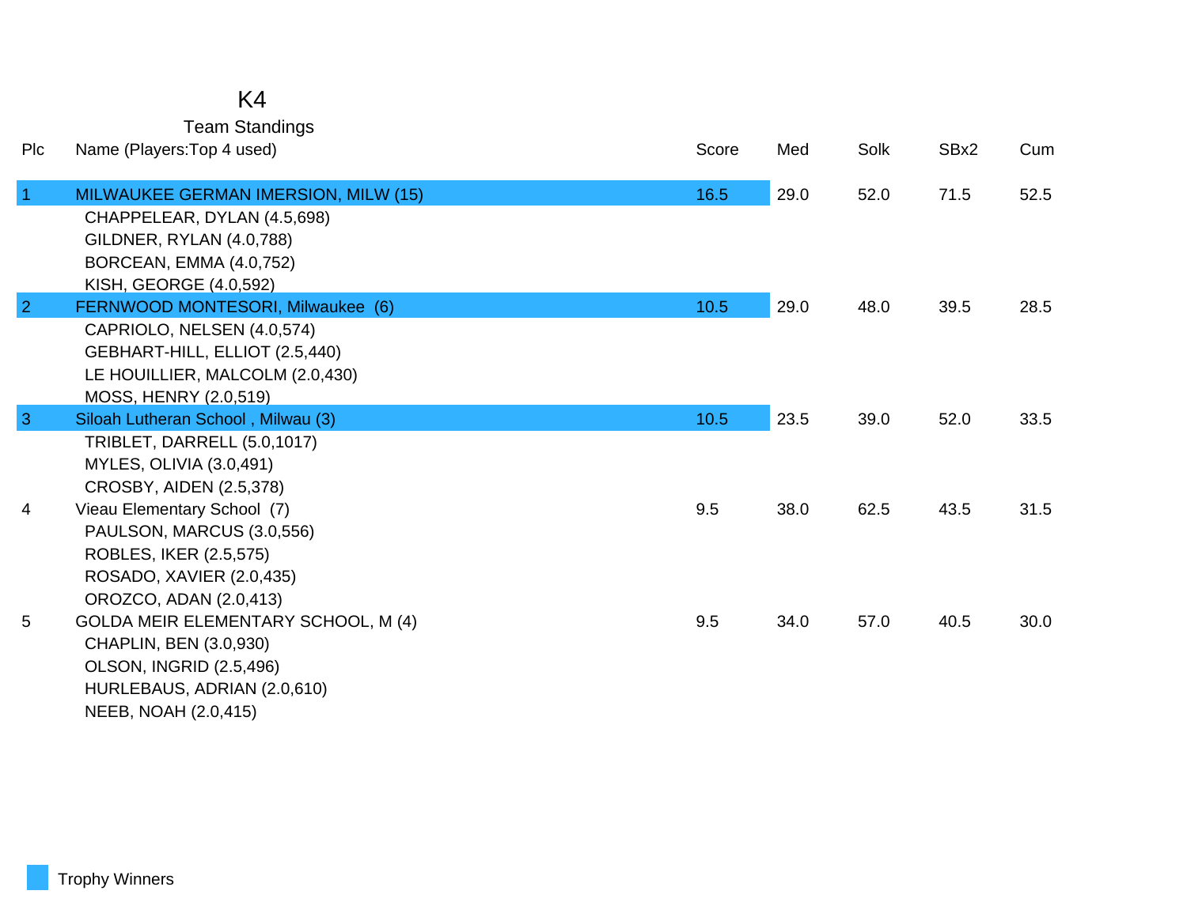# K4

## Team Standings

| Plc | Name (Players:Top 4 used) | Score | Med | Solk | SBx2 | Cum |
|---|---|---|---|---|---|---|
| 1 | MILWAUKEE GERMAN IMERSION, MILW (15) | 16.5 | 29.0 | 52.0 | 71.5 | 52.5 |
| | CHAPPELEAR, DYLAN (4.5,698) | | | | | |
| | GILDNER, RYLAN (4.0,788) | | | | | |
| | BORCEAN, EMMA (4.0,752) | | | | | |
| | KISH, GEORGE (4.0,592) | | | | | |
| 2 | FERNWOOD MONTESORI, Milwaukee (6) | 10.5 | 29.0 | 48.0 | 39.5 | 28.5 |
| | CAPRIOLO, NELSEN (4.0,574) | | | | | |
| | GEBHART-HILL, ELLIOT (2.5,440) | | | | | |
| | LE HOUILLIER, MALCOLM (2.0,430) | | | | | |
| | MOSS, HENRY (2.0,519) | | | | | |
| 3 | Siloah Lutheran School , Milwau (3) | 10.5 | 23.5 | 39.0 | 52.0 | 33.5 |
| | TRIBLET, DARRELL (5.0,1017) | | | | | |
| | MYLES, OLIVIA (3.0,491) | | | | | |
| | CROSBY, AIDEN (2.5,378) | | | | | |
| 4 | Vieau Elementary School (7) | 9.5 | 38.0 | 62.5 | 43.5 | 31.5 |
| | PAULSON, MARCUS (3.0,556) | | | | | |
| | ROBLES, IKER (2.5,575) | | | | | |
| | ROSADO, XAVIER (2.0,435) | | | | | |
| | OROZCO, ADAN (2.0,413) | | | | | |
| 5 | GOLDA MEIR ELEMENTARY SCHOOL, M (4) | 9.5 | 34.0 | 57.0 | 40.5 | 30.0 |
| | CHAPLIN, BEN (3.0,930) | | | | | |
| | OLSON, INGRID (2.5,496) | | | | | |
| | HURLEBAUS, ADRIAN (2.0,610) | | | | | |
| | NEEB, NOAH (2.0,415) | | | | | |

Trophy Winners (highlighted: places 1–3)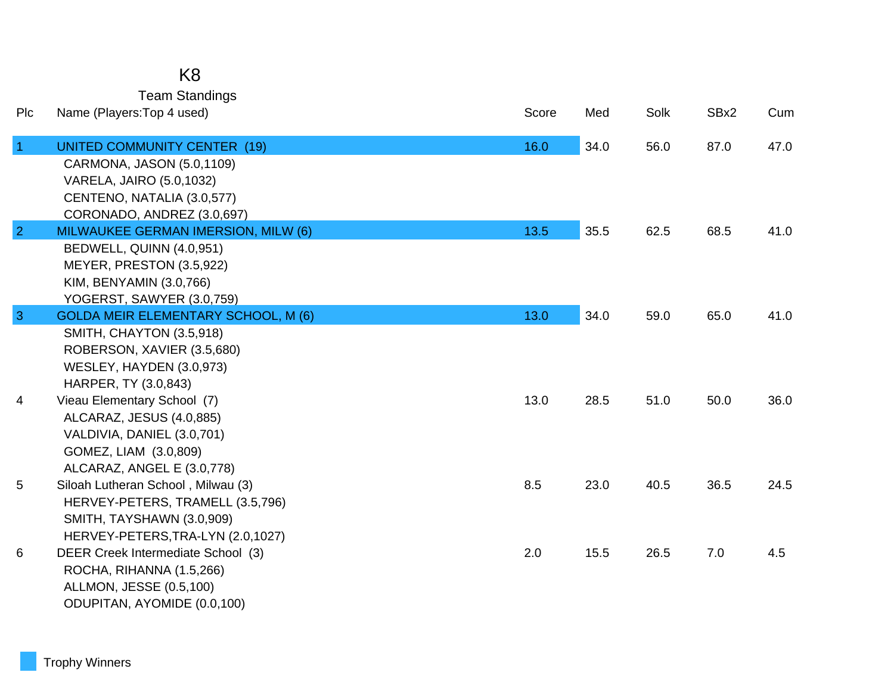# K8

## Team Standings

| Plc | Name (Players:Top 4 used) | Score | Med | Solk | SBx2 | Cum |
|---|---|---|---|---|---|---|
| 1 | UNITED COMMUNITY CENTER (19) | 16.0 | 34.0 | 56.0 | 87.0 | 47.0 |
| | CARMONA, JASON (5.0,1109) | | | | | |
| | VARELA, JAIRO (5.0,1032) | | | | | |
| | CENTENO, NATALIA (3.0,577) | | | | | |
| | CORONADO, ANDREZ (3.0,697) | | | | | |
| 2 | MILWAUKEE GERMAN IMERSION, MILW (6) | 13.5 | 35.5 | 62.5 | 68.5 | 41.0 |
| | BEDWELL, QUINN (4.0,951) | | | | | |
| | MEYER, PRESTON (3.5,922) | | | | | |
| | KIM, BENYAMIN (3.0,766) | | | | | |
| | YOGERST, SAWYER (3.0,759) | | | | | |
| 3 | GOLDA MEIR ELEMENTARY SCHOOL, M (6) | 13.0 | 34.0 | 59.0 | 65.0 | 41.0 |
| | SMITH, CHAYTON (3.5,918) | | | | | |
| | ROBERSON, XAVIER (3.5,680) | | | | | |
| | WESLEY, HAYDEN (3.0,973) | | | | | |
| | HARPER, TY (3.0,843) | | | | | |
| 4 | Vieau Elementary School (7) | 13.0 | 28.5 | 51.0 | 50.0 | 36.0 |
| | ALCARAZ, JESUS (4.0,885) | | | | | |
| | VALDIVIA, DANIEL (3.0,701) | | | | | |
| | GOMEZ, LIAM (3.0,809) | | | | | |
| | ALCARAZ, ANGEL E (3.0,778) | | | | | |
| 5 | Siloah Lutheran School , Milwau (3) | 8.5 | 23.0 | 40.5 | 36.5 | 24.5 |
| | HERVEY-PETERS, TRAMELL (3.5,796) | | | | | |
| | SMITH, TAYSHAWN (3.0,909) | | | | | |
| | HERVEY-PETERS,TRA-LYN (2.0,1027) | | | | | |
| 6 | DEER Creek Intermediate School (3) | 2.0 | 15.5 | 26.5 | 7.0 | 4.5 |
| | ROCHA, RIHANNA (1.5,266) | | | | | |
| | ALLMON, JESSE (0.5,100) | | | | | |
| | ODUPITAN, AYOMIDE (0.0,100) | | | | | |

Trophy Winners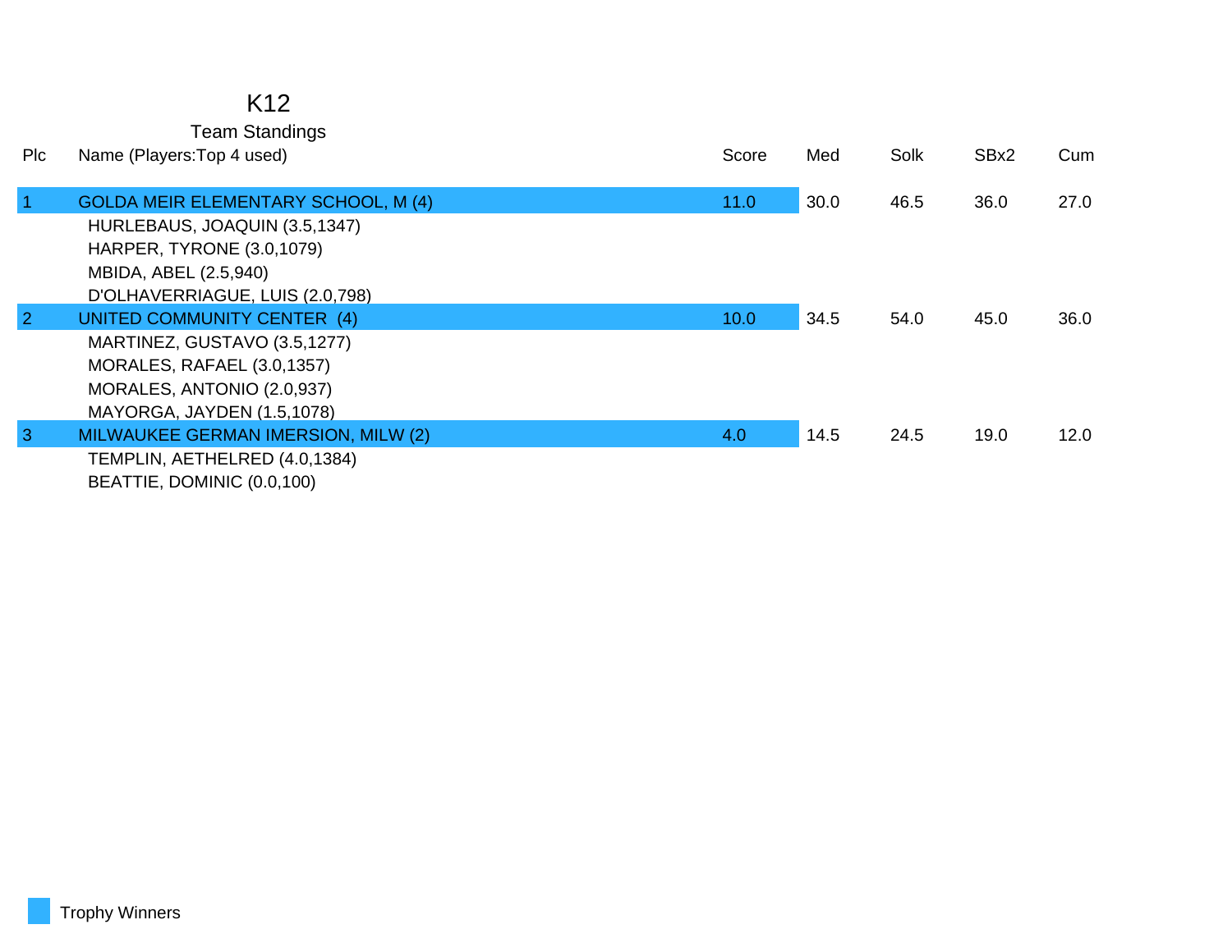# K12

## Team Standings

| Plc | Name (Players:Top 4 used) | Score | Med | Solk | SBx2 | Cum |
|---|---|---|---|---|---|---|
| 1 | GOLDA MEIR ELEMENTARY SCHOOL, M (4) | 11.0 | 30.0 | 46.5 | 36.0 | 27.0 |
| | HURLEBAUS, JOAQUIN (3.5,1347) | | | | | |
| | HARPER, TYRONE (3.0,1079) | | | | | |
| | MBIDA, ABEL (2.5,940) | | | | | |
| | D'OLHAVERRIAGUE, LUIS (2.0,798) | | | | | |
| 2 | UNITED COMMUNITY CENTER (4) | 10.0 | 34.5 | 54.0 | 45.0 | 36.0 |
| | MARTINEZ, GUSTAVO (3.5,1277) | | | | | |
| | MORALES, RAFAEL (3.0,1357) | | | | | |
| | MORALES, ANTONIO (2.0,937) | | | | | |
| | MAYORGA, JAYDEN (1.5,1078) | | | | | |
| 3 | MILWAUKEE GERMAN IMERSION, MILW (2) | 4.0 | 14.5 | 24.5 | 19.0 | 12.0 |
| | TEMPLIN, AETHELRED (4.0,1384) | | | | | |
| | BEATTIE, DOMINIC (0.0,100) | | | | | |

Trophy Winners